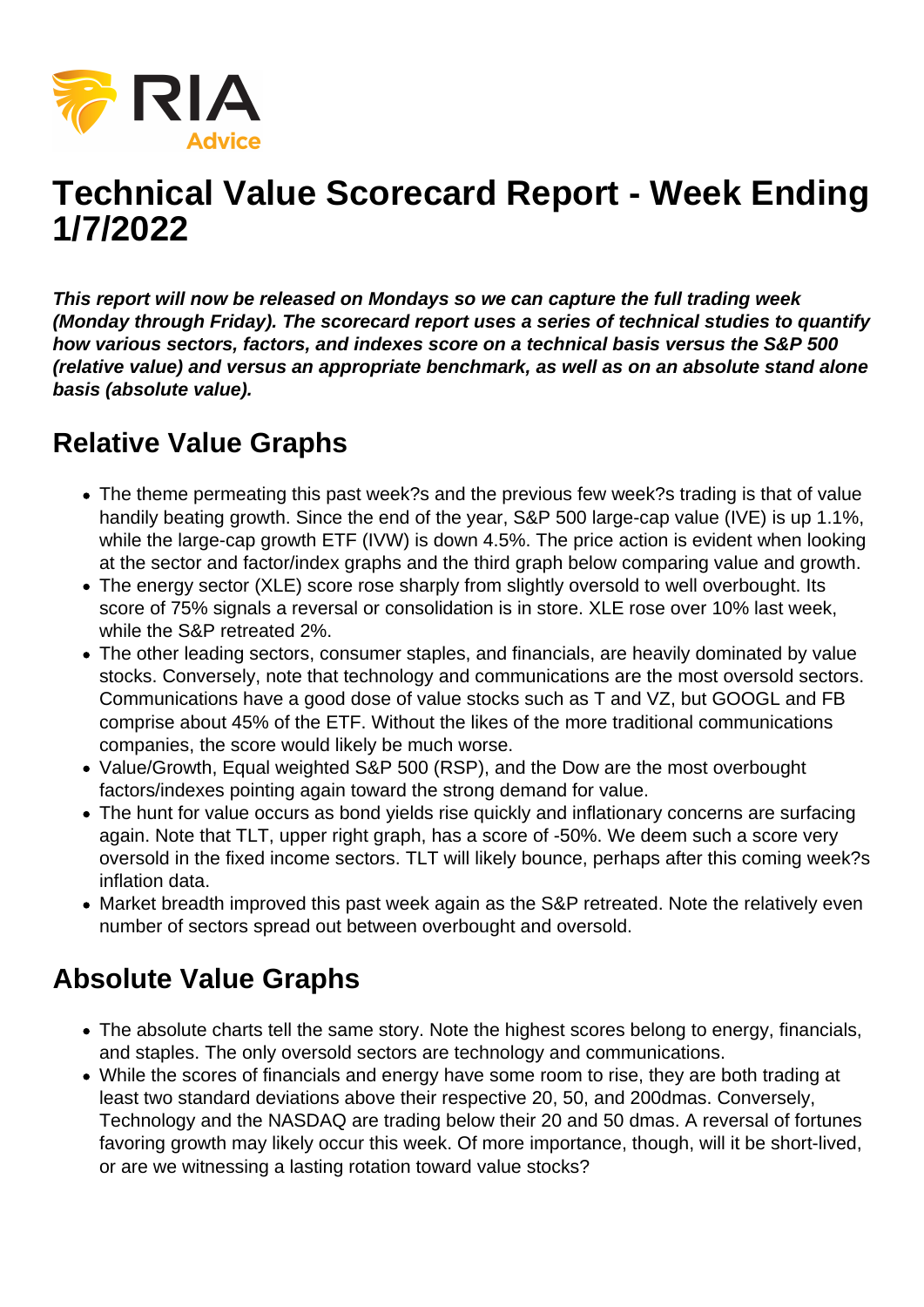# Technical Value Scorecard Report - Week Ending 1/7/2022

***This report will now be released on Mondays so we can capture the full trading week (Monday through Friday). The scorecard report uses a series of technical studies to quantify how various sectors, factors, and indexes score on a technical basis versus the S&P 500 (relative value) and versus an appropriate benchmark, as well as on an absolute stand alone basis (absolute value).***

## Relative Value Graphs

- The theme permeating this past week?s and the previous few week?s trading is that of value handily beating growth. Since the end of the year, S&P 500 large-cap value (IVE) is up 1.1%, while the large-cap growth ETF (IVW) is down 4.5%. The price action is evident when looking at the sector and factor/index graphs and the third graph below comparing value and growth.
- The energy sector (XLE) score rose sharply from slightly oversold to well overbought. Its score of 75% signals a reversal or consolidation is in store. XLE rose over 10% last week, while the S&P retreated 2%.
- The other leading sectors, consumer staples, and financials, are heavily dominated by value stocks. Conversely, note that technology and communications are the most oversold sectors. Communications have a good dose of value stocks such as T and VZ, but GOOGL and FB comprise about 45% of the ETF. Without the likes of the more traditional communications companies, the score would likely be much worse.
- Value/Growth, Equal weighted S&P 500 (RSP), and the Dow are the most overbought factors/indexes pointing again toward the strong demand for value.
- The hunt for value occurs as bond yields rise quickly and inflationary concerns are surfacing again. Note that TLT, upper right graph, has a score of -50%. We deem such a score very oversold in the fixed income sectors. TLT will likely bounce, perhaps after this coming week?s inflation data.
- Market breadth improved this past week again as the S&P retreated. Note the relatively even number of sectors spread out between overbought and oversold.

## Absolute Value Graphs

- The absolute charts tell the same story. Note the highest scores belong to energy, financials, and staples. The only oversold sectors are technology and communications.
- While the scores of financials and energy have some room to rise, they are both trading at least two standard deviations above their respective 20, 50, and 200dmas. Conversely, Technology and the NASDAQ are trading below their 20 and 50 dmas. A reversal of fortunes favoring growth may likely occur this week. Of more importance, though, will it be short-lived, or are we witnessing a lasting rotation toward value stocks?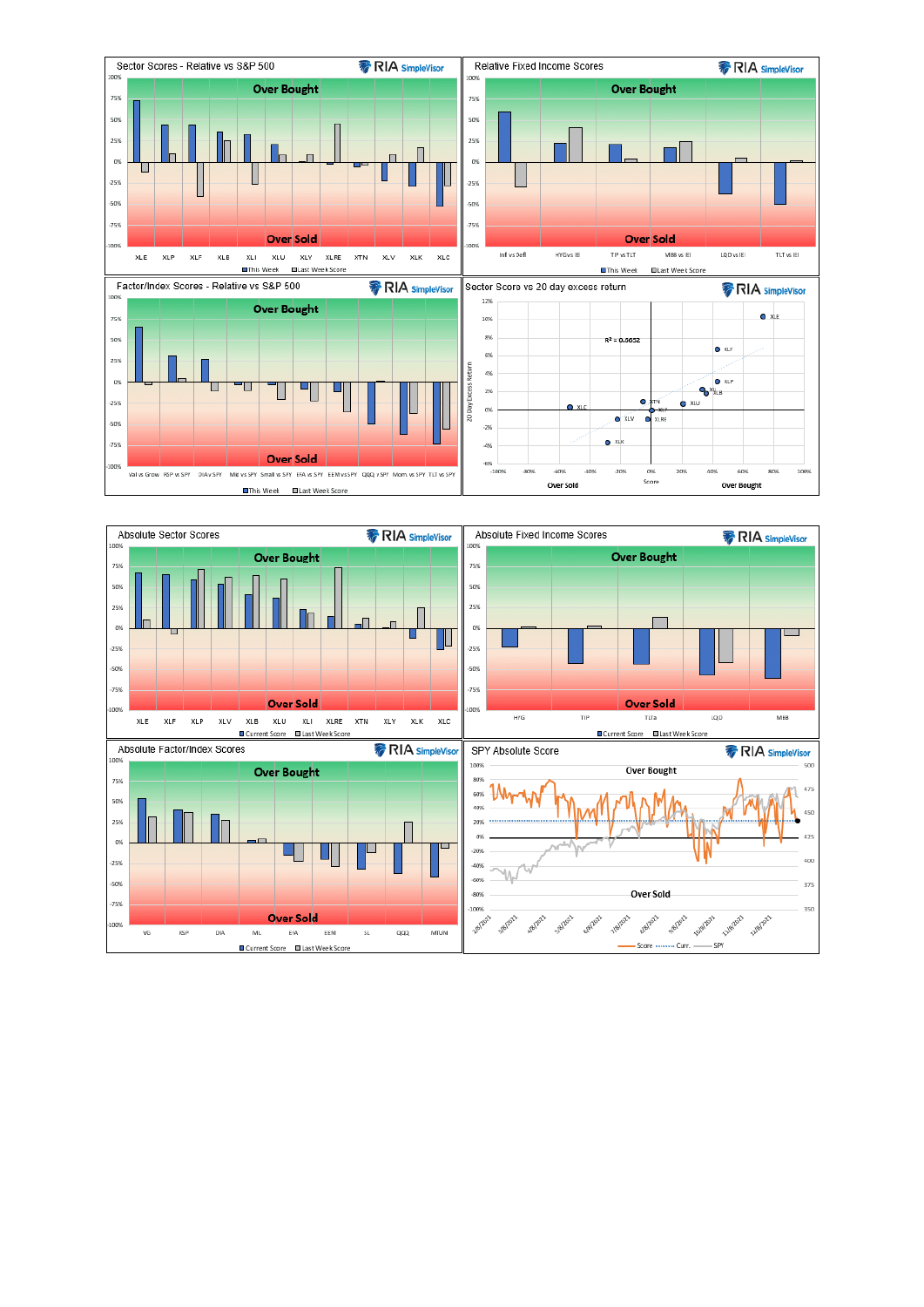## Sector Scores - Relative vs S&P 500

Over Bought

Over Sold

100%
75%
50%
25%
0%
-25%
-50%
-75%
-100%

XLE XLP XLF XLB XLI XLU XLY XLRE XTN XLV XLK XLC

This Week
Last Week Score

## Relative Fixed Income Scores

Over Bought

Over Sold

100%
75%
50%
25%
0%
-25%
-50%
-75%
-100%

Infl vs Defl
HYG vs IEI
TIP vs TLT
MBB vs IEI
LQD vs IEI
TLT vs IEI

This Week
Last Week Score

## Factor/Index Scores - Relative vs S&P 500

Over Bought

Over Sold

100%
75%
50%
25%
0%
-25%
-50%
-75%
-100%

Val vs Grow
RSP vs SPY
DIA vs SPY
Mid vs SPY
Small vs SPY
EFA vs SPY
EEM vs SPY
QQQ v SPY
Mom. vs SPY
TLT vs SPY

This Week
Last Week Score

## Sector Score vs 20 day excess return

$R^2 = 0.6652$

20 Day Excess Return

12%
10%
8%
6%
4%
2%
0%
-2%
-4%
-6%

-100% -80% -60% -40% -20% 0% 20% 40% 60% 80% 100%

Score

Over Sold
Over Bought

XLE
XLF
XLP
XLI
XLB
XLU
XLC
XTN
XLY
XLV
XLRE
XLK

## Absolute Sector Scores

Over Bought

Over Sold

100%
75%
50%
25%
0%
-25%
-50%
-75%
-100%

XLE XLF XLP XLV XLB XLU XLI XLRE XTN XLY XLK XLC

Current Score
Last Week Score

## Absolute Fixed Income Scores

Over Bought

Over Sold

100%
75%
50%
25%
0%
-25%
-50%
-75%
-100%

HYG TIP TLT LQD MBB

Current Score
Last Week Score

## Absolute Factor/Index Scores

Over Bought

Over Sold

100%
75%
50%
25%
0%
-25%
-50%
-75%
-100%

VG RSP DIA ML EFA EEM SL QQQ MTUM

Current Score
Last Week Score

## SPY Absolute Score

Over Bought

Over Sold

100%
80%
60%
40%
20%
0%
-20%
-40%
-60%
-80%
-100%

500
475
450
425
400
375
350

1/8/2021
2/8/2021
3/8/2021
4/8/2021
5/8/2021
6/8/2021
7/8/2021
8/8/2021
9/8/2021
10/8/2021
11/8/2021
12/8/2021

Score
Curr.
SPY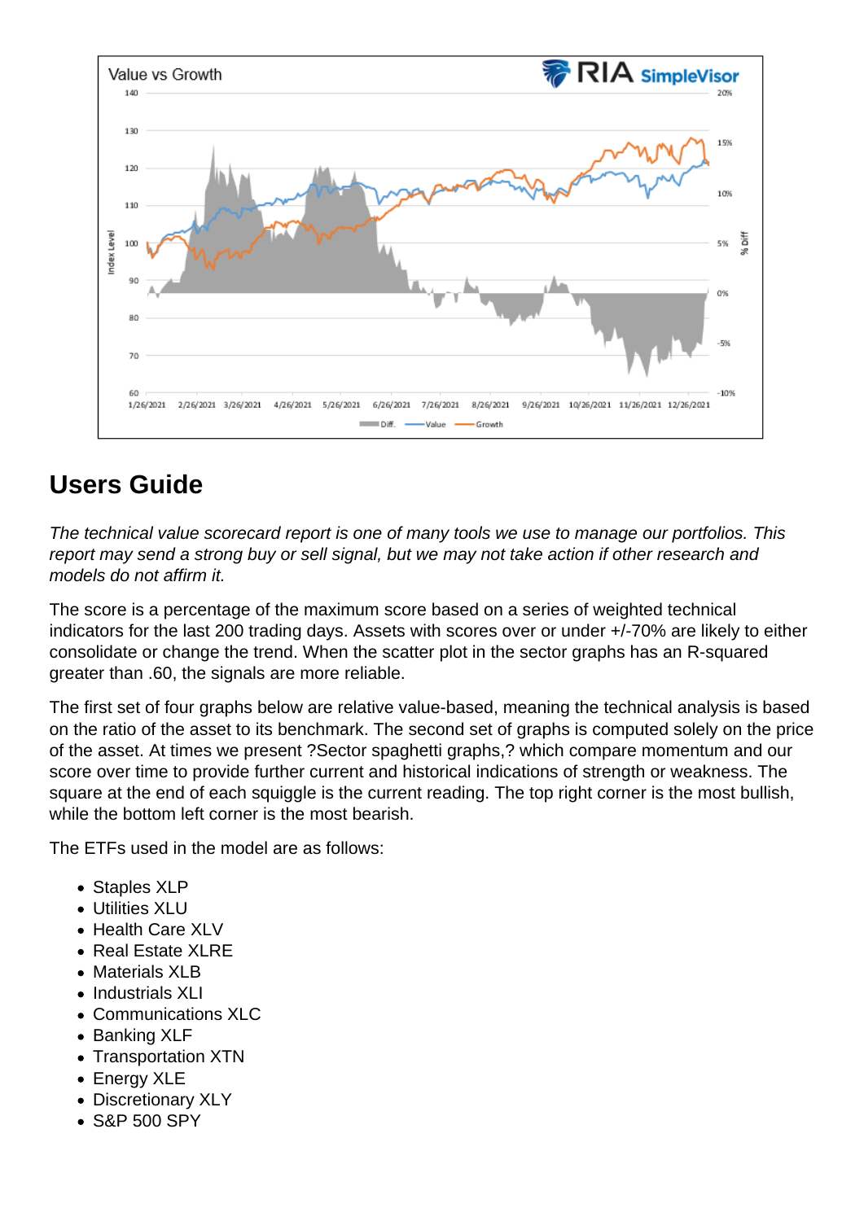## Users Guide

*The technical value scorecard report is one of many tools we use to manage our portfolios. This report may send a strong buy or sell signal, but we may not take action if other research and models do not affirm it.*

The score is a percentage of the maximum score based on a series of weighted technical indicators for the last 200 trading days. Assets with scores over or under +/-70% are likely to either consolidate or change the trend. When the scatter plot in the sector graphs has an R-squared greater than .60, the signals are more reliable.

The first set of four graphs below are relative value-based, meaning the technical analysis is based on the ratio of the asset to its benchmark. The second set of graphs is computed solely on the price of the asset. At times we present ?Sector spaghetti graphs,? which compare momentum and our score over time to provide further current and historical indications of strength or weakness. The square at the end of each squiggle is the current reading. The top right corner is the most bullish, while the bottom left corner is the most bearish.

The ETFs used in the model are as follows:

- Staples XLP
- Utilities XLU
- Health Care XLV
- Real Estate XLRE
- Materials XLB
- Industrials XLI
- Communications XLC
- Banking XLF
- Transportation XTN
- Energy XLE
- Discretionary XLY
- S&P 500 SPY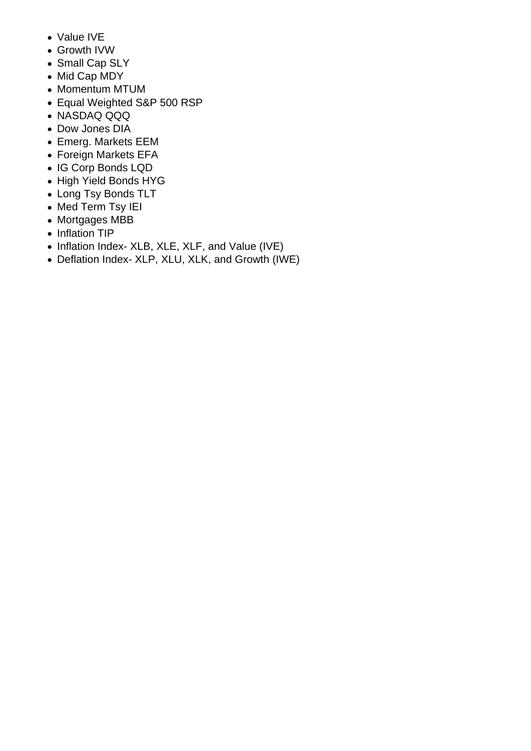- Value IVE
- Growth IVW
- Small Cap SLY
- Mid Cap MDY
- Momentum MTUM
- Equal Weighted S&P 500 RSP
- NASDAQ QQQ
- Dow Jones DIA
- Emerg. Markets EEM
- Foreign Markets EFA
- IG Corp Bonds LQD
- High Yield Bonds HYG
- Long Tsy Bonds TLT
- Med Term Tsy IEI
- Mortgages MBB
- Inflation TIP
- Inflation Index- XLB, XLE, XLF, and Value (IVE)
- Deflation Index- XLP, XLU, XLK, and Growth (IWE)